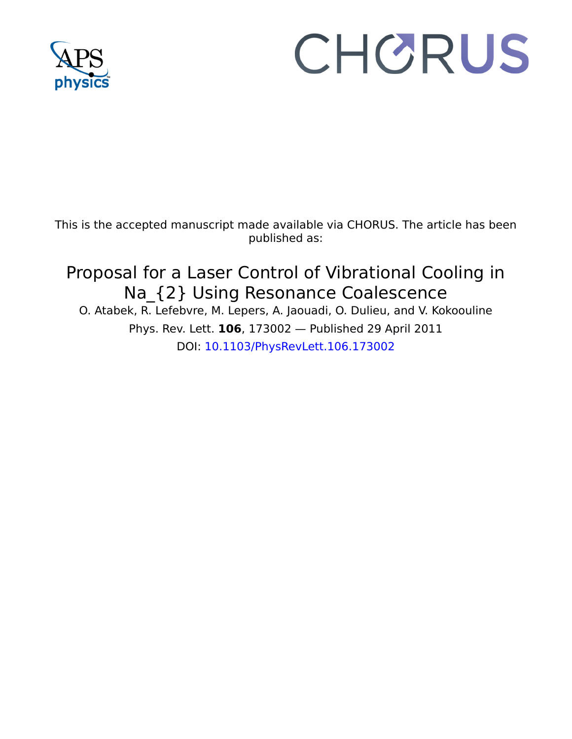This is the accepted manuscript made available via CHORUS. The article has been published as:

# Proposal for a Laser Control of Vibrational Cooling in Na_{2} Using Resonance Coalescence

O. Atabek, R. Lefebvre, M. Lepers, A. Jaouadi, O. Dulieu, and V. Kokoouline

Phys. Rev. Lett. **106**, 173002 — Published 29 April 2011

DOI: 10.1103/PhysRevLett.106.173002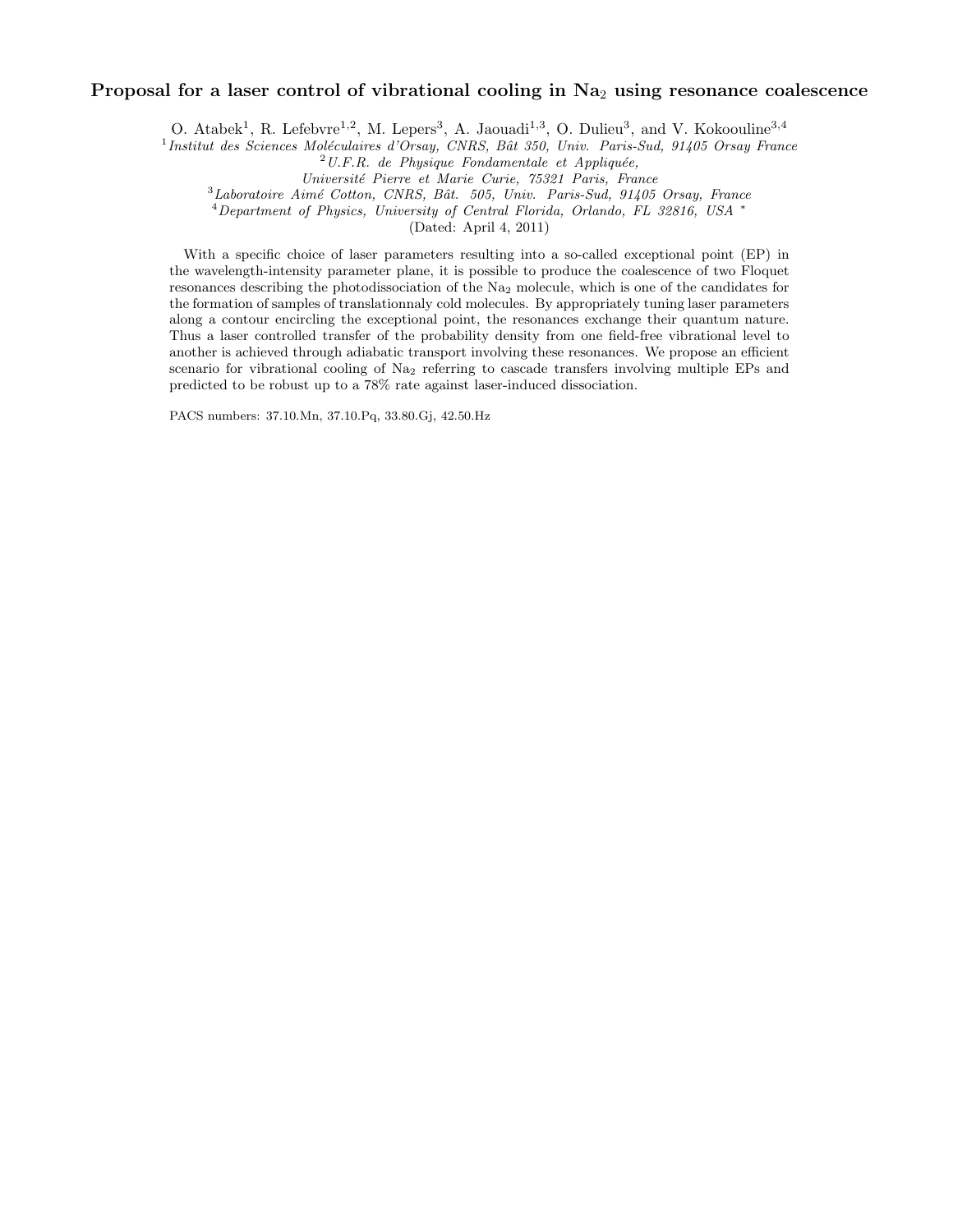# Proposal for a laser control of vibrational cooling in $Na_2$ using resonance coalescence

O. Atabek[1], R. Lefebvre[1,2], M. Lepers[3], A. Jaouadi[1,3], O. Dulieu[3], and V. Kokoouline[3,4]

[1] *Institut des Sciences Moléculaires d'Orsay, CNRS, Bât 350, Univ. Paris-Sud, 91405 Orsay France*
[2] *U.F.R. de Physique Fondamentale et Appliquée, Université Pierre et Marie Curie, 75321 Paris, France*
[3] *Laboratoire Aimé Cotton, CNRS, Bât. 505, Univ. Paris-Sud, 91405 Orsay, France*
[4] *Department of Physics, University of Central Florida, Orlando, FL 32816, USA* *

(Dated: April 4, 2011)

With a specific choice of laser parameters resulting into a so-called exceptional point (EP) in the wavelength-intensity parameter plane, it is possible to produce the coalescence of two Floquet resonances describing the photodissociation of the $Na_2$ molecule, which is one of the candidates for the formation of samples of translationnaly cold molecules. By appropriately tuning laser parameters along a contour encircling the exceptional point, the resonances exchange their quantum nature. Thus a laser controlled transfer of the probability density from one field-free vibrational level to another is achieved through adiabatic transport involving these resonances. We propose an efficient scenario for vibrational cooling of $Na_2$ referring to cascade transfers involving multiple EPs and predicted to be robust up to a 78% rate against laser-induced dissociation.

PACS numbers: 37.10.Mn, 37.10.Pq, 33.80.Gj, 42.50.Hz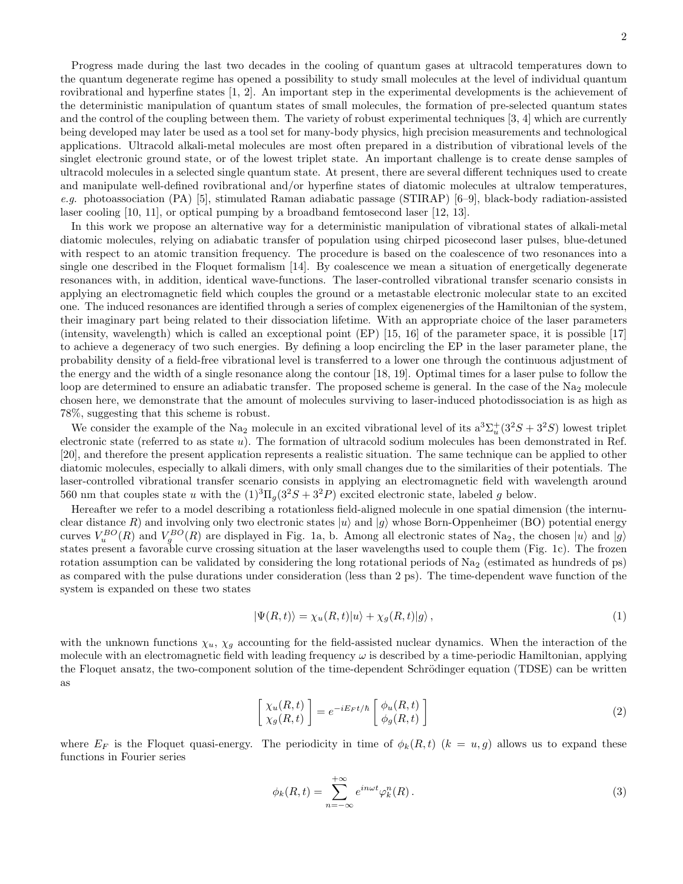Progress made during the last two decades in the cooling of quantum gases at ultracold temperatures down to the quantum degenerate regime has opened a possibility to study small molecules at the level of individual quantum rovibrational and hyperfine states [1, 2]. An important step in the experimental developments is the achievement of the deterministic manipulation of quantum states of small molecules, the formation of pre-selected quantum states and the control of the coupling between them. The variety of robust experimental techniques [3, 4] which are currently being developed may later be used as a tool set for many-body physics, high precision measurements and technological applications. Ultracold alkali-metal molecules are most often prepared in a distribution of vibrational levels of the singlet electronic ground state, or of the lowest triplet state. An important challenge is to create dense samples of ultracold molecules in a selected single quantum state. At present, there are several different techniques used to create and manipulate well-defined rovibrational and/or hyperfine states of diatomic molecules at ultralow temperatures, *e.g.* photoassociation (PA) [5], stimulated Raman adiabatic passage (STIRAP) [6–9], black-body radiation-assisted laser cooling [10, 11], or optical pumping by a broadband femtosecond laser [12, 13].

In this work we propose an alternative way for a deterministic manipulation of vibrational states of alkali-metal diatomic molecules, relying on adiabatic transfer of population using chirped picosecond laser pulses, blue-detuned with respect to an atomic transition frequency. The procedure is based on the coalescence of two resonances into a single one described in the Floquet formalism [14]. By coalescence we mean a situation of energetically degenerate resonances with, in addition, identical wave-functions. The laser-controlled vibrational transfer scenario consists in applying an electromagnetic field which couples the ground or a metastable electronic molecular state to an excited one. The induced resonances are identified through a series of complex eigenenergies of the Hamiltonian of the system, their imaginary part being related to their dissociation lifetime. With an appropriate choice of the laser parameters (intensity, wavelength) which is called an exceptional point (EP) [15, 16] of the parameter space, it is possible [17] to achieve a degeneracy of two such energies. By defining a loop encircling the EP in the laser parameter plane, the probability density of a field-free vibrational level is transferred to a lower one through the continuous adjustment of the energy and the width of a single resonance along the contour [18, 19]. Optimal times for a laser pulse to follow the loop are determined to ensure an adiabatic transfer. The proposed scheme is general. In the case of the $Na_2$ molecule chosen here, we demonstrate that the amount of molecules surviving to laser-induced photodissociation is as high as 78%, suggesting that this scheme is robust.

We consider the example of the $Na_2$ molecule in an excited vibrational level of its $a^3\Sigma_u^+(3^2S+3^2S)$ lowest triplet electronic state (referred to as state $u$). The formation of ultracold sodium molecules has been demonstrated in Ref. [20], and therefore the present application represents a realistic situation. The same technique can be applied to other diatomic molecules, especially to alkali dimers, with only small changes due to the similarities of their potentials. The laser-controlled vibrational transfer scenario consists in applying an electromagnetic field with wavelength around 560 nm that couples state $u$ with the $(1)^3\Pi_g(3^2S+3^2P)$ excited electronic state, labeled $g$ below.

Hereafter we refer to a model describing a rotationless field-aligned molecule in one spatial dimension (the internuclear distance $R$) and involving only two electronic states $|u\rangle$ and $|g\rangle$ whose Born-Oppenheimer (BO) potential energy curves $V_u^{BO}(R)$ and $V_g^{BO}(R)$ are displayed in Fig. 1a, b. Among all electronic states of $Na_2$, the chosen $|u\rangle$ and $|g\rangle$ states present a favorable curve crossing situation at the laser wavelengths used to couple them (Fig. 1c). The frozen rotation assumption can be validated by considering the long rotational periods of $Na_2$ (estimated as hundreds of ps) as compared with the pulse durations under consideration (less than 2 ps). The time-dependent wave function of the system is expanded on these two states

$$|\Psi(R,t)\rangle = \chi_u(R,t)|u\rangle + \chi_g(R,t)|g\rangle\,, \tag{1}$$

with the unknown functions $\chi_u$, $\chi_g$ accounting for the field-assisted nuclear dynamics. When the interaction of the molecule with an electromagnetic field with leading frequency $\omega$ is described by a time-periodic Hamiltonian, applying the Floquet ansatz, the two-component solution of the time-dependent Schrödinger equation (TDSE) can be written as

$$\begin{bmatrix} \chi_u(R,t) \\ \chi_g(R,t) \end{bmatrix} = e^{-iE_F t/\hbar} \begin{bmatrix} \phi_u(R,t) \\ \phi_g(R,t) \end{bmatrix} \tag{2}$$

where $E_F$ is the Floquet quasi-energy. The periodicity in time of $\phi_k(R,t)$ ($k=u,g$) allows us to expand these functions in Fourier series

$$\phi_k(R,t) = \sum_{n=-\infty}^{+\infty} e^{in\omega t}\varphi_k^n(R)\,. \tag{3}$$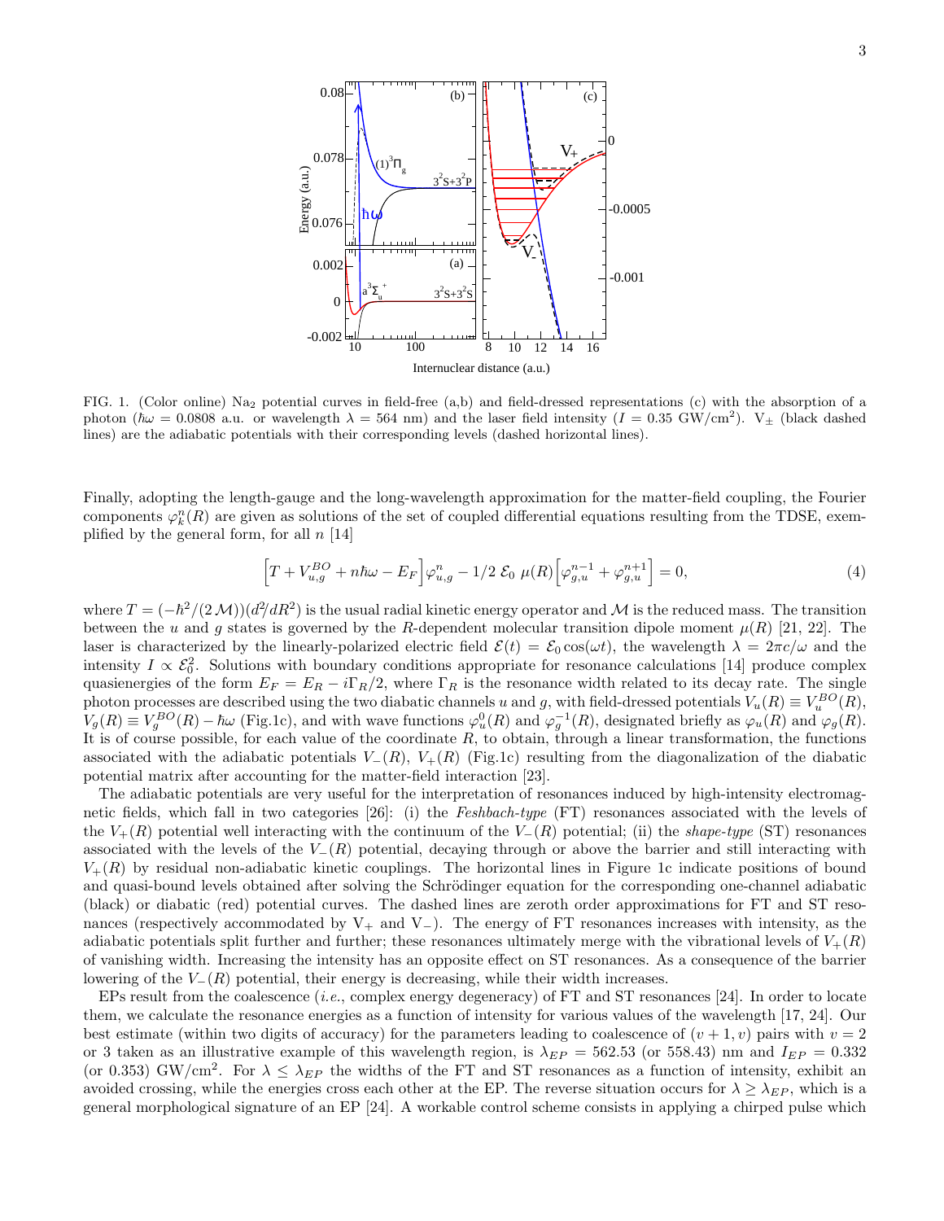FIG. 1. (Color online) $Na_2$ potential curves in field-free (a,b) and field-dressed representations (c) with the absorption of a photon ($\hbar\omega = 0.0808$ a.u. or wavelength $\lambda = 564$ nm) and the laser field intensity ($I = 0.35$ GW/cm$^2$). $V_\pm$ (black dashed lines) are the adiabatic potentials with their corresponding levels (dashed horizontal lines).

Finally, adopting the length-gauge and the long-wavelength approximation for the matter-field coupling, the Fourier components $\varphi_k^n(R)$ are given as solutions of the set of coupled differential equations resulting from the TDSE, exemplified by the general form, for all $n$ [14]

$$\left[T + V_{u,g}^{BO} + n\hbar\omega - E_F\right]\varphi_{u,g}^n - 1/2\ \mathcal{E}_0\ \mu(R)\left[\varphi_{g,u}^{n-1} + \varphi_{g,u}^{n+1}\right] = 0, \tag{4}$$

where $T = (-\hbar^2/(2\,\mathcal{M}))(d^2/dR^2)$ is the usual radial kinetic energy operator and $\mathcal{M}$ is the reduced mass. The transition between the $u$ and $g$ states is governed by the $R$-dependent molecular transition dipole moment $\mu(R)$ [21, 22]. The laser is characterized by the linearly-polarized electric field $\mathcal{E}(t) = \mathcal{E}_0 \cos(\omega t)$, the wavelength $\lambda = 2\pi c/\omega$ and the intensity $I \propto \mathcal{E}_0^2$. Solutions with boundary conditions appropriate for resonance calculations [14] produce complex quasienergies of the form $E_F = E_R - i\Gamma_R/2$, where $\Gamma_R$ is the resonance width related to its decay rate. The single photon processes are described using the two diabatic channels $u$ and $g$, with field-dressed potentials $V_u(R) \equiv V_u^{BO}(R)$, $V_g(R) \equiv V_g^{BO}(R) - \hbar\omega$ (Fig.1c), and with wave functions $\varphi_u^0(R)$ and $\varphi_g^{-1}(R)$, designated briefly as $\varphi_u(R)$ and $\varphi_g(R)$. It is of course possible, for each value of the coordinate $R$, to obtain, through a linear transformation, the functions associated with the adiabatic potentials $V_-(R)$, $V_+(R)$ (Fig.1c) resulting from the diagonalization of the diabatic potential matrix after accounting for the matter-field interaction [23].

The adiabatic potentials are very useful for the interpretation of resonances induced by high-intensity electromagnetic fields, which fall in two categories [26]: (i) the *Feshbach-type* (FT) resonances associated with the levels of the $V_+(R)$ potential well interacting with the continuum of the $V_-(R)$ potential; (ii) the *shape-type* (ST) resonances associated with the levels of the $V_-(R)$ potential, decaying through or above the barrier and still interacting with $V_+(R)$ by residual non-adiabatic kinetic couplings. The horizontal lines in Figure 1c indicate positions of bound and quasi-bound levels obtained after solving the Schrödinger equation for the corresponding one-channel adiabatic (black) or diabatic (red) potential curves. The dashed lines are zeroth order approximations for FT and ST resonances (respectively accommodated by $V_+$ and $V_-$). The energy of FT resonances increases with intensity, as the adiabatic potentials split further and further; these resonances ultimately merge with the vibrational levels of $V_+(R)$ of vanishing width. Increasing the intensity has an opposite effect on ST resonances. As a consequence of the barrier lowering of the $V_-(R)$ potential, their energy is decreasing, while their width increases.

EPs result from the coalescence (*i.e.*, complex energy degeneracy) of FT and ST resonances [24]. In order to locate them, we calculate the resonance energies as a function of intensity for various values of the wavelength [17, 24]. Our best estimate (within two digits of accuracy) for the parameters leading to coalescence of $(v+1, v)$ pairs with $v = 2$ or 3 taken as an illustrative example of this wavelength region, is $\lambda_{EP} = 562.53$ (or 558.43) nm and $I_{EP} = 0.332$ (or 0.353) GW/cm$^2$. For $\lambda \leq \lambda_{EP}$ the widths of the FT and ST resonances as a function of intensity, exhibit an avoided crossing, while the energies cross each other at the EP. The reverse situation occurs for $\lambda \geq \lambda_{EP}$, which is a general morphological signature of an EP [24]. A workable control scheme consists in applying a chirped pulse which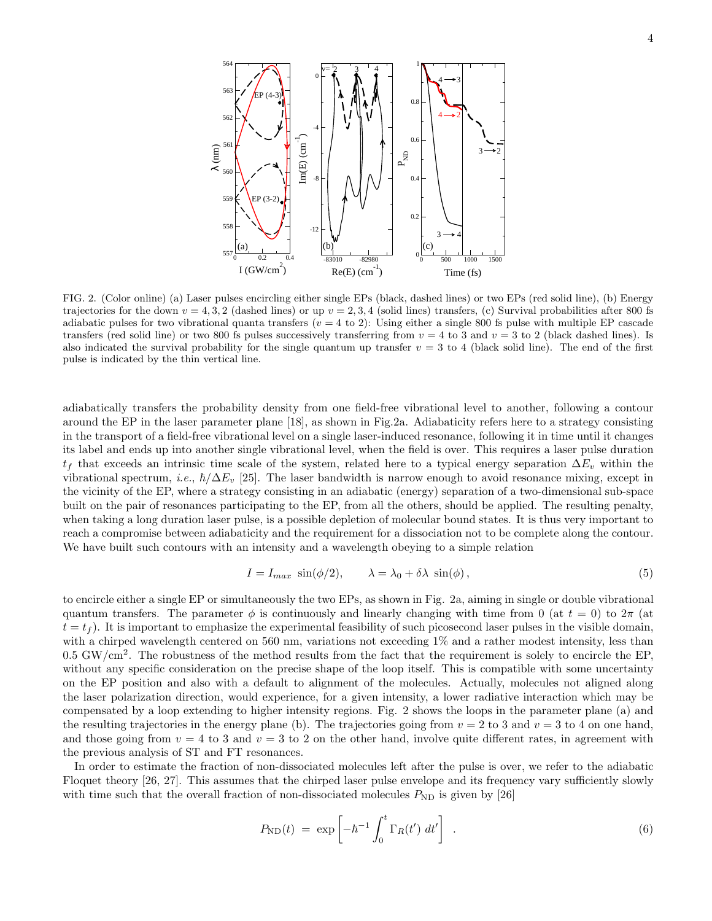FIG. 2. (Color online) (a) Laser pulses encircling either single EPs (black, dashed lines) or two EPs (red solid line), (b) Energy trajectories for the down $v = 4, 3, 2$ (dashed lines) or up $v = 2, 3, 4$ (solid lines) transfers, (c) Survival probabilities after 800 fs adiabatic pulses for two vibrational quanta transfers ($v = 4$ to 2): Using either a single 800 fs pulse with multiple EP cascade transfers (red solid line) or two 800 fs pulses successively transferring from $v = 4$ to 3 and $v = 3$ to 2 (black dashed lines). Is also indicated the survival probability for the single quantum up transfer $v = 3$ to 4 (black solid line). The end of the first pulse is indicated by the thin vertical line.

adiabatically transfers the probability density from one field-free vibrational level to another, following a contour around the EP in the laser parameter plane [18], as shown in Fig.2a. Adiabaticity refers here to a strategy consisting in the transport of a field-free vibrational level on a single laser-induced resonance, following it in time until it changes its label and ends up into another single vibrational level, when the field is over. This requires a laser pulse duration $t_f$ that exceeds an intrinsic time scale of the system, related here to a typical energy separation $\Delta E_v$ within the vibrational spectrum, *i.e.*, $\hbar/\Delta E_v$ [25]. The laser bandwidth is narrow enough to avoid resonance mixing, except in the vicinity of the EP, where a strategy consisting in an adiabatic (energy) separation of a two-dimensional sub-space built on the pair of resonances participating to the EP, from all the others, should be applied. The resulting penalty, when taking a long duration laser pulse, is a possible depletion of molecular bound states. It is thus very important to reach a compromise between adiabaticity and the requirement for a dissociation not to be complete along the contour. We have built such contours with an intensity and a wavelength obeying to a simple relation

$$I = I_{max}\ \sin(\phi/2), \qquad \lambda = \lambda_0 + \delta\lambda\ \sin(\phi)\,, \tag{5}$$

to encircle either a single EP or simultaneously the two EPs, as shown in Fig. 2a, aiming in single or double vibrational quantum transfers. The parameter $\phi$ is continuously and linearly changing with time from 0 (at $t = 0$) to $2\pi$ (at $t = t_f$). It is important to emphasize the experimental feasibility of such picosecond laser pulses in the visible domain, with a chirped wavelength centered on 560 nm, variations not exceeding 1% and a rather modest intensity, less than 0.5 GW/cm$^2$. The robustness of the method results from the fact that the requirement is solely to encircle the EP, without any specific consideration on the precise shape of the loop itself. This is compatible with some uncertainty on the EP position and also with a default to alignment of the molecules. Actually, molecules not aligned along the laser polarization direction, would experience, for a given intensity, a lower radiative interaction which may be compensated by a loop extending to higher intensity regions. Fig. 2 shows the loops in the parameter plane (a) and the resulting trajectories in the energy plane (b). The trajectories going from $v = 2$ to 3 and $v = 3$ to 4 on one hand, and those going from $v = 4$ to 3 and $v = 3$ to 2 on the other hand, involve quite different rates, in agreement with the previous analysis of ST and FT resonances.

In order to estimate the fraction of non-dissociated molecules left after the pulse is over, we refer to the adiabatic Floquet theory [26, 27]. This assumes that the chirped laser pulse envelope and its frequency vary sufficiently slowly with time such that the overall fraction of non-dissociated molecules $P_{\rm ND}$ is given by [26]

$$P_{\rm ND}(t)\ =\ \exp\left[-\hbar^{-1}\int_0^t \Gamma_R(t')\ dt'\right]\ \ . \tag{6}$$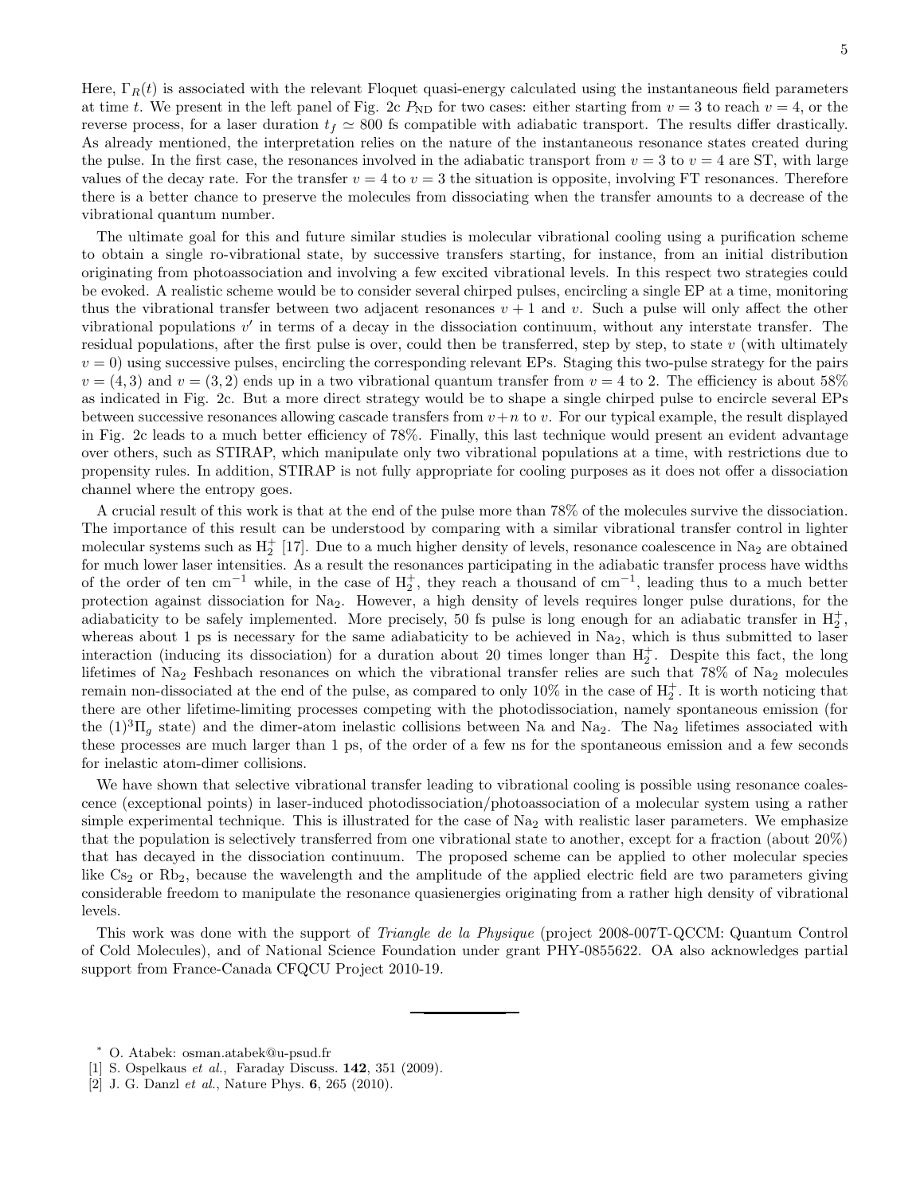Here, $\Gamma_R(t)$ is associated with the relevant Floquet quasi-energy calculated using the instantaneous field parameters at time $t$. We present in the left panel of Fig. 2c $P_{\rm ND}$ for two cases: either starting from $v = 3$ to reach $v = 4$, or the reverse process, for a laser duration $t_f \simeq 800$ fs compatible with adiabatic transport. The results differ drastically. As already mentioned, the interpretation relies on the nature of the instantaneous resonance states created during the pulse. In the first case, the resonances involved in the adiabatic transport from $v = 3$ to $v = 4$ are ST, with large values of the decay rate. For the transfer $v = 4$ to $v = 3$ the situation is opposite, involving FT resonances. Therefore there is a better chance to preserve the molecules from dissociating when the transfer amounts to a decrease of the vibrational quantum number.

The ultimate goal for this and future similar studies is molecular vibrational cooling using a purification scheme to obtain a single ro-vibrational state, by successive transfers starting, for instance, from an initial distribution originating from photoassociation and involving a few excited vibrational levels. In this respect two strategies could be evoked. A realistic scheme would be to consider several chirped pulses, encircling a single EP at a time, monitoring thus the vibrational transfer between two adjacent resonances $v + 1$ and $v$. Such a pulse will only affect the other vibrational populations $v'$ in terms of a decay in the dissociation continuum, without any interstate transfer. The residual populations, after the first pulse is over, could then be transferred, step by step, to state $v$ (with ultimately $v = 0$) using successive pulses, encircling the corresponding relevant EPs. Staging this two-pulse strategy for the pairs $v = (4, 3)$ and $v = (3, 2)$ ends up in a two vibrational quantum transfer from $v = 4$ to 2. The efficiency is about 58% as indicated in Fig. 2c. But a more direct strategy would be to shape a single chirped pulse to encircle several EPs between successive resonances allowing cascade transfers from $v+n$ to $v$. For our typical example, the result displayed in Fig. 2c leads to a much better efficiency of 78%. Finally, this last technique would present an evident advantage over others, such as STIRAP, which manipulate only two vibrational populations at a time, with restrictions due to propensity rules. In addition, STIRAP is not fully appropriate for cooling purposes as it does not offer a dissociation channel where the entropy goes.

A crucial result of this work is that at the end of the pulse more than 78% of the molecules survive the dissociation. The importance of this result can be understood by comparing with a similar vibrational transfer control in lighter molecular systems such as $H_2^+$ [17]. Due to a much higher density of levels, resonance coalescence in $Na_2$ are obtained for much lower laser intensities. As a result the resonances participating in the adiabatic transfer process have widths of the order of ten cm$^{-1}$ while, in the case of $H_2^+$, they reach a thousand of cm$^{-1}$, leading thus to a much better protection against dissociation for $Na_2$. However, a high density of levels requires longer pulse durations, for the adiabaticity to be safely implemented. More precisely, 50 fs pulse is long enough for an adiabatic transfer in $H_2^+$, whereas about 1 ps is necessary for the same adiabaticity to be achieved in $Na_2$, which is thus submitted to laser interaction (inducing its dissociation) for a duration about 20 times longer than $H_2^+$. Despite this fact, the long lifetimes of $Na_2$ Feshbach resonances on which the vibrational transfer relies are such that 78% of $Na_2$ molecules remain non-dissociated at the end of the pulse, as compared to only 10% in the case of $H_2^+$. It is worth noticing that there are other lifetime-limiting processes competing with the photodissociation, namely spontaneous emission (for the $(1)^3\Pi_g$ state) and the dimer-atom inelastic collisions between Na and $Na_2$. The $Na_2$ lifetimes associated with these processes are much larger than 1 ps, of the order of a few ns for the spontaneous emission and a few seconds for inelastic atom-dimer collisions.

We have shown that selective vibrational transfer leading to vibrational cooling is possible using resonance coalescence (exceptional points) in laser-induced photodissociation/photoassociation of a molecular system using a rather simple experimental technique. This is illustrated for the case of $Na_2$ with realistic laser parameters. We emphasize that the population is selectively transferred from one vibrational state to another, except for a fraction (about 20%) that has decayed in the dissociation continuum. The proposed scheme can be applied to other molecular species like $Cs_2$ or $Rb_2$, because the wavelength and the amplitude of the applied electric field are two parameters giving considerable freedom to manipulate the resonance quasienergies originating from a rather high density of vibrational levels.

This work was done with the support of *Triangle de la Physique* (project 2008-007T-QCCM: Quantum Control of Cold Molecules), and of National Science Foundation under grant PHY-0855622. OA also acknowledges partial support from France-Canada CFQCU Project 2010-19.

---

[*] O. Atabek: osman.atabek@u-psud.fr

[1] S. Ospelkaus *et al.*, Faraday Discuss. **142**, 351 (2009).

[2] J. G. Danzl *et al.*, Nature Phys. **6**, 265 (2010).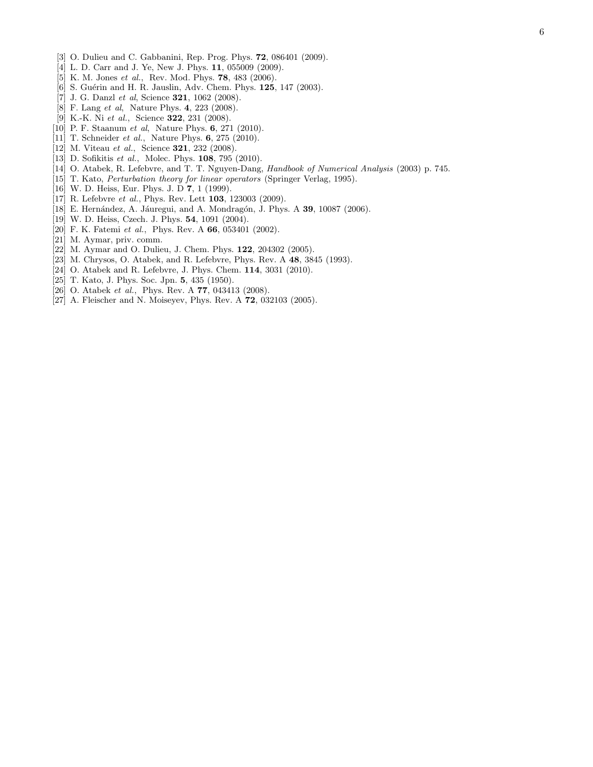[3] O. Dulieu and C. Gabbanini, Rep. Prog. Phys. **72**, 086401 (2009).
[4] L. D. Carr and J. Ye, New J. Phys. **11**, 055009 (2009).
[5] K. M. Jones *et al.*, Rev. Mod. Phys. **78**, 483 (2006).
[6] S. Guérin and H. R. Jauslin, Adv. Chem. Phys. **125**, 147 (2003).
[7] J. G. Danzl *et al*, Science **321**, 1062 (2008).
[8] F. Lang *et al*, Nature Phys. **4**, 223 (2008).
[9] K.-K. Ni *et al.*, Science **322**, 231 (2008).
[10] P. F. Staanum *et al*, Nature Phys. **6**, 271 (2010).
[11] T. Schneider *et al.*, Nature Phys. **6**, 275 (2010).
[12] M. Viteau *et al.*, Science **321**, 232 (2008).
[13] D. Sofikitis *et al.*, Molec. Phys. **108**, 795 (2010).
[14] O. Atabek, R. Lefebvre, and T. T. Nguyen-Dang, *Handbook of Numerical Analysis* (2003) p. 745.
[15] T. Kato, *Perturbation theory for linear operators* (Springer Verlag, 1995).
[16] W. D. Heiss, Eur. Phys. J. D **7**, 1 (1999).
[17] R. Lefebvre *et al.*, Phys. Rev. Lett **103**, 123003 (2009).
[18] E. Hernández, A. Jáuregui, and A. Mondragón, J. Phys. A **39**, 10087 (2006).
[19] W. D. Heiss, Czech. J. Phys. **54**, 1091 (2004).
[20] F. K. Fatemi *et al.*, Phys. Rev. A **66**, 053401 (2002).
[21] M. Aymar, priv. comm.
[22] M. Aymar and O. Dulieu, J. Chem. Phys. **122**, 204302 (2005).
[23] M. Chrysos, O. Atabek, and R. Lefebvre, Phys. Rev. A **48**, 3845 (1993).
[24] O. Atabek and R. Lefebvre, J. Phys. Chem. **114**, 3031 (2010).
[25] T. Kato, J. Phys. Soc. Jpn. **5**, 435 (1950).
[26] O. Atabek *et al.*, Phys. Rev. A **77**, 043413 (2008).
[27] A. Fleischer and N. Moiseyev, Phys. Rev. A **72**, 032103 (2005).